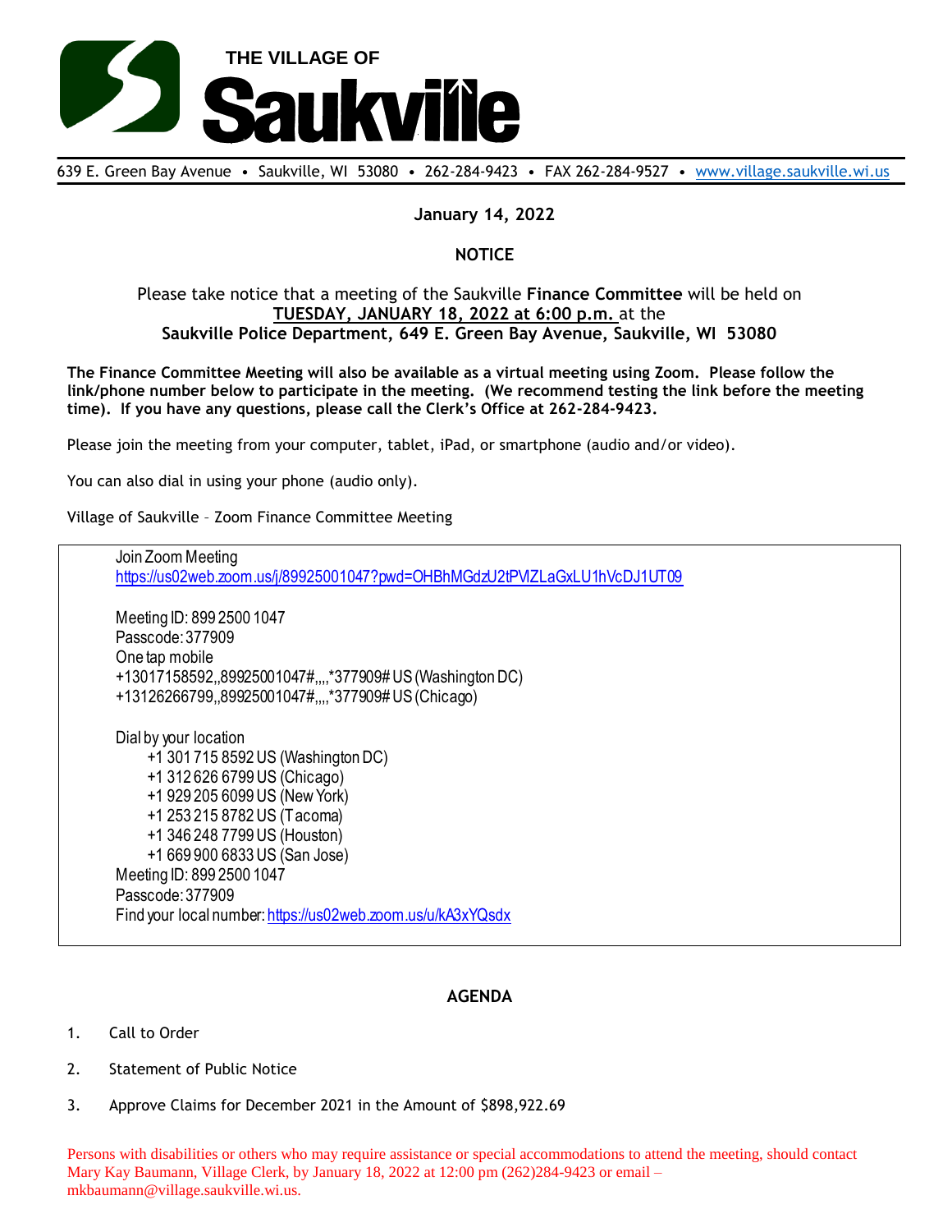# THE VILLAGE OF Saukville

639 E. Green Bay Avenue • Saukville, WI 53080 • 262-284-9423 • FAX 262-284-9527 • www.village.saukville.wi.us

**January 14, 2022**

**NOTICE**

Please take notice that a meeting of the Saukville **Finance Committee** will be held on **TUESDAY, JANUARY 18, 2022 at 6:00 p.m.** at the **Saukville Police Department, 649 E. Green Bay Avenue, Saukville, WI 53080**

**The Finance Committee Meeting will also be available as a virtual meeting using Zoom. Please follow the link/phone number below to participate in the meeting. (We recommend testing the link before the meeting time). If you have any questions, please call the Clerk's Office at 262-284-9423.**

Please join the meeting from your computer, tablet, iPad, or smartphone (audio and/or video).

You can also dial in using your phone (audio only).

Village of Saukville – Zoom Finance Committee Meeting

Join Zoom Meeting
https://us02web.zoom.us/j/89925001047?pwd=OHBhMGdzU2tPVlZLaGxLU1hVcDJ1UT09

Meeting ID: 899 2500 1047
Passcode: 377909
One tap mobile
+13017158592,,89925001047#,,,,*377909# US (Washington DC)
+13126266799,,89925001047#,,,,*377909# US (Chicago)

Dial by your location
+1 301 715 8592 US (Washington DC)
+1 312 626 6799 US (Chicago)
+1 929 205 6099 US (New York)
+1 253 215 8782 US (Tacoma)
+1 346 248 7799 US (Houston)
+1 669 900 6833 US (San Jose)
Meeting ID: 899 2500 1047
Passcode: 377909
Find your local number: https://us02web.zoom.us/u/kA3xYQsdx

**AGENDA**

1. Call to Order
2. Statement of Public Notice
3. Approve Claims for December 2021 in the Amount of $898,922.69

Persons with disabilities or others who may require assistance or special accommodations to attend the meeting, should contact Mary Kay Baumann, Village Clerk, by January 18, 2022 at 12:00 pm (262)284-9423 or email – mkbaumann@village.saukville.wi.us.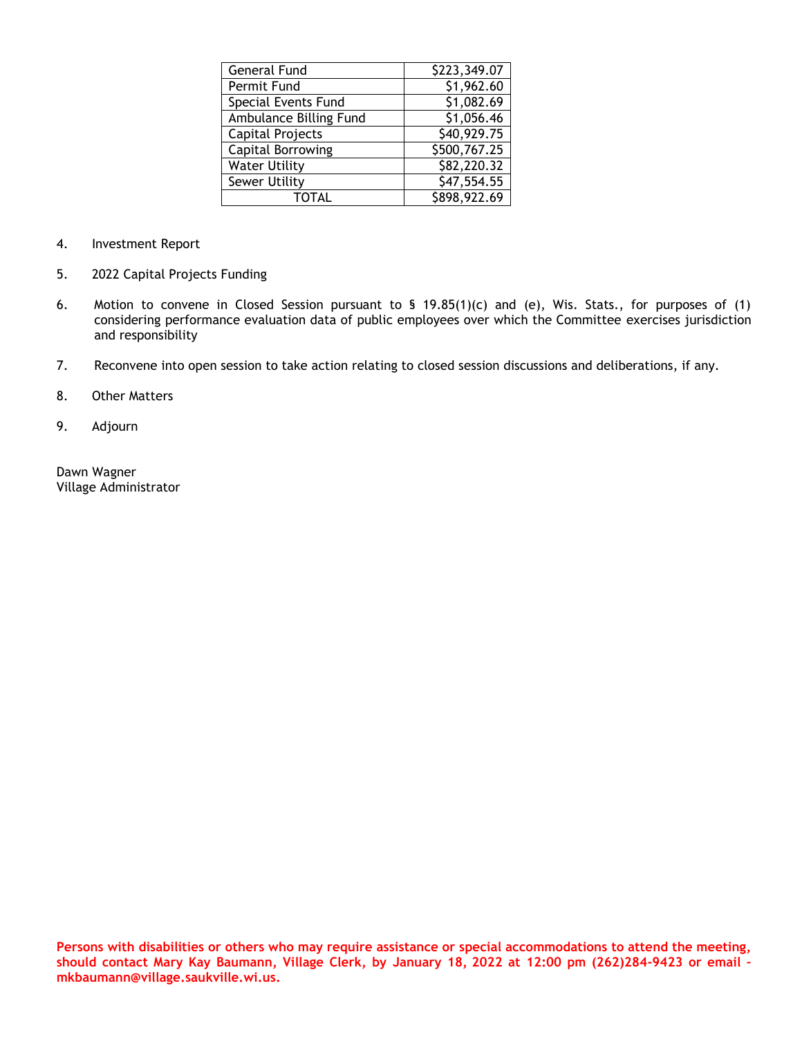| | |
|---|---|
| General Fund | $223,349.07 |
| Permit Fund | $1,962.60 |
| Special Events Fund | $1,082.69 |
| Ambulance Billing Fund | $1,056.46 |
| Capital Projects | $40,929.75 |
| Capital Borrowing | $500,767.25 |
| Water Utility | $82,220.32 |
| Sewer Utility | $47,554.55 |
| TOTAL | $898,922.69 |

4. Investment Report

5. 2022 Capital Projects Funding

6. Motion to convene in Closed Session pursuant to § 19.85(1)(c) and (e), Wis. Stats., for purposes of (1) considering performance evaluation data of public employees over which the Committee exercises jurisdiction and responsibility

7. Reconvene into open session to take action relating to closed session discussions and deliberations, if any.

8. Other Matters

9. Adjourn

Dawn Wagner
Village Administrator

**Persons with disabilities or others who may require assistance or special accommodations to attend the meeting, should contact Mary Kay Baumann, Village Clerk, by January 18, 2022 at 12:00 pm (262)284-9423 or email – mkbaumann@village.saukville.wi.us.**